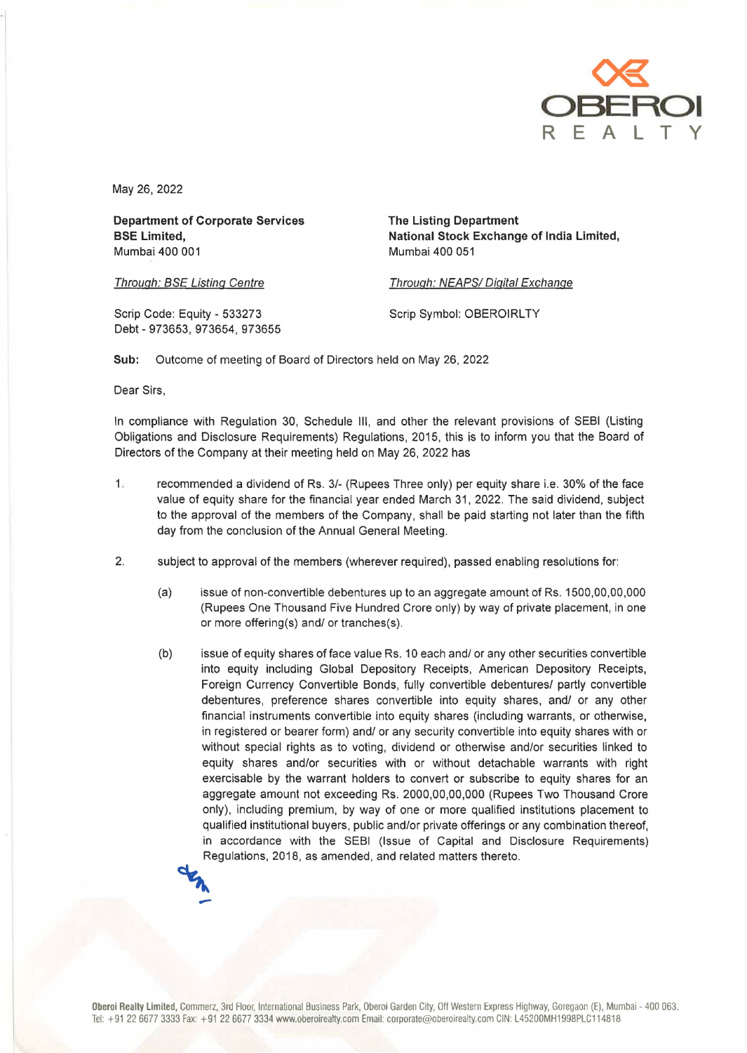May 26, 2022

**Department of Corporate Services**
**BSE Limited,**
Mumbai 400 001

*Through: BSE Listing Centre*

Scrip Code: Equity - 533273
Debt - 973653, 973654, 973655

**The Listing Department**
**National Stock Exchange of India Limited,**
Mumbai 400 051

*Through: NEAPS/ Digital Exchange*

Scrip Symbol: OBEROIRLTY

**Sub:** Outcome of meeting of Board of Directors held on May 26, 2022

Dear Sirs,

In compliance with Regulation 30, Schedule III, and other the relevant provisions of SEBI (Listing Obligations and Disclosure Requirements) Regulations, 2015, this is to inform you that the Board of Directors of the Company at their meeting held on May 26, 2022 has

1. recommended a dividend of Rs. 3/- (Rupees Three only) per equity share i.e. 30% of the face value of equity share for the financial year ended March 31, 2022. The said dividend, subject to the approval of the members of the Company, shall be paid starting not later than the fifth day from the conclusion of the Annual General Meeting.

2. subject to approval of the members (wherever required), passed enabling resolutions for:

   (a) issue of non-convertible debentures up to an aggregate amount of Rs. 1500,00,00,000 (Rupees One Thousand Five Hundred Crore only) by way of private placement, in one or more offering(s) and/ or tranches(s).

   (b) issue of equity shares of face value Rs. 10 each and/ or any other securities convertible into equity including Global Depository Receipts, American Depository Receipts, Foreign Currency Convertible Bonds, fully convertible debentures/ partly convertible debentures, preference shares convertible into equity shares, and/ or any other financial instruments convertible into equity shares (including warrants, or otherwise, in registered or bearer form) and/ or any security convertible into equity shares with or without special rights as to voting, dividend or otherwise and/or securities linked to equity shares and/or securities with or without detachable warrants with right exercisable by the warrant holders to convert or subscribe to equity shares for an aggregate amount not exceeding Rs. 2000,00,00,000 (Rupees Two Thousand Crore only), including premium, by way of one or more qualified institutions placement to qualified institutional buyers, public and/or private offerings or any combination thereof, in accordance with the SEBI (Issue of Capital and Disclosure Requirements) Regulations, 2018, as amended, and related matters thereto.

**Oberoi Realty Limited,** Commerz, 3rd Floor, International Business Park, Oberoi Garden City, Off Western Express Highway, Goregaon (E), Mumbai - 400 063.
Tel: +91 22 6677 3333 Fax: +91 22 6677 3334 www.oberoirealty.com Email: corporate@oberoirealty.com CIN: L45200MH1998PLC114818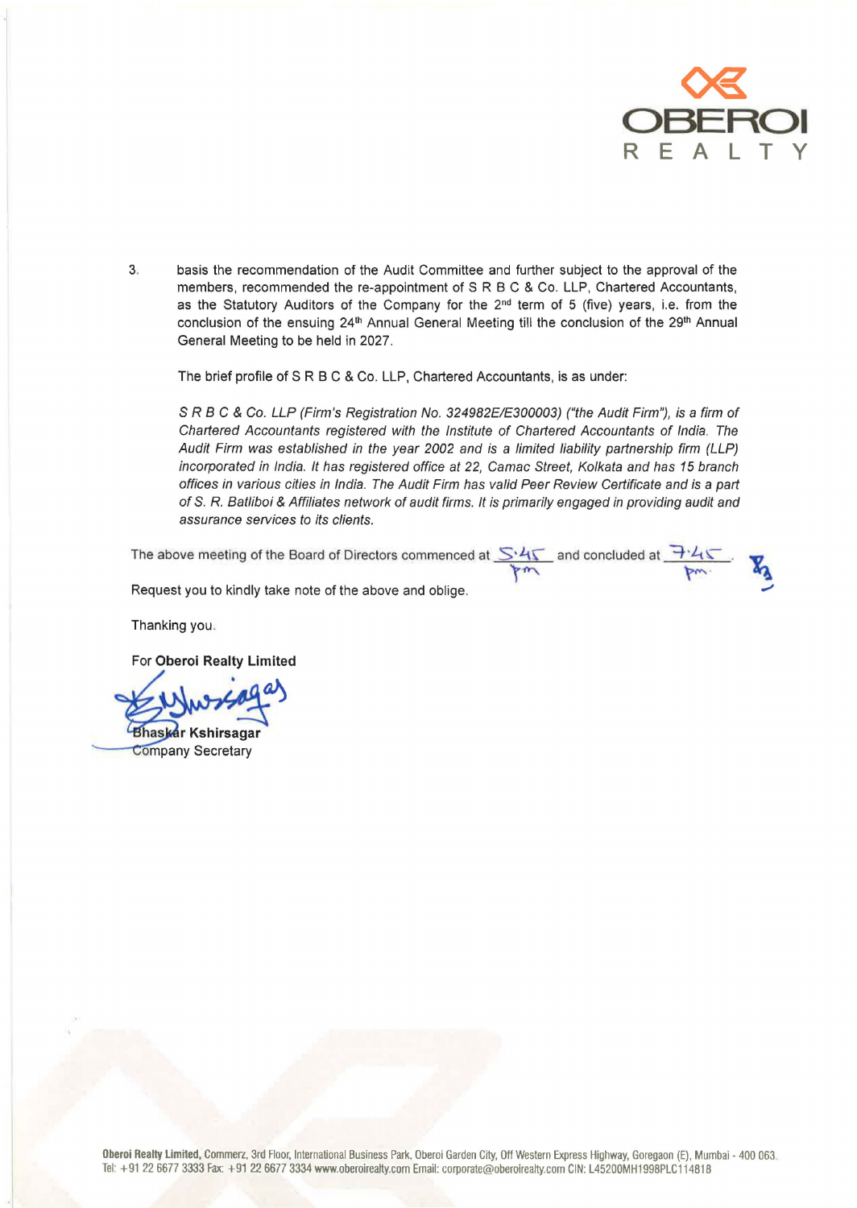3. basis the recommendation of the Audit Committee and further subject to the approval of the members, recommended the re-appointment of S R B C & Co. LLP, Chartered Accountants, as the Statutory Auditors of the Company for the 2nd term of 5 (five) years, i.e. from the conclusion of the ensuing 24th Annual General Meeting till the conclusion of the 29th Annual General Meeting to be held in 2027.

   The brief profile of S R B C & Co. LLP, Chartered Accountants, is as under:

   *S R B C & Co. LLP (Firm's Registration No. 324982E/E300003) ("the Audit Firm"), is a firm of Chartered Accountants registered with the Institute of Chartered Accountants of India. The Audit Firm was established in the year 2002 and is a limited liability partnership firm (LLP) incorporated in India. It has registered office at 22, Camac Street, Kolkata and has 15 branch offices in various cities in India. The Audit Firm has valid Peer Review Certificate and is a part of S. R. Batliboi & Affiliates network of audit firms. It is primarily engaged in providing audit and assurance services to its clients.*

The above meeting of the Board of Directors commenced at 5:45 pm and concluded at 7:45 pm.

Request you to kindly take note of the above and oblige.

Thanking you.

For **Oberoi Realty Limited**

**Bhaskar Kshirsagar**
Company Secretary

**Oberoi Realty Limited,** Commerz, 3rd Floor, International Business Park, Oberoi Garden City, Off Western Express Highway, Goregaon (E), Mumbai - 400 063.
Tel: +91 22 6677 3333 Fax: +91 22 6677 3334 www.oberoirealty.com Email: corporate@oberoirealty.com CIN: L45200MH1998PLC114818